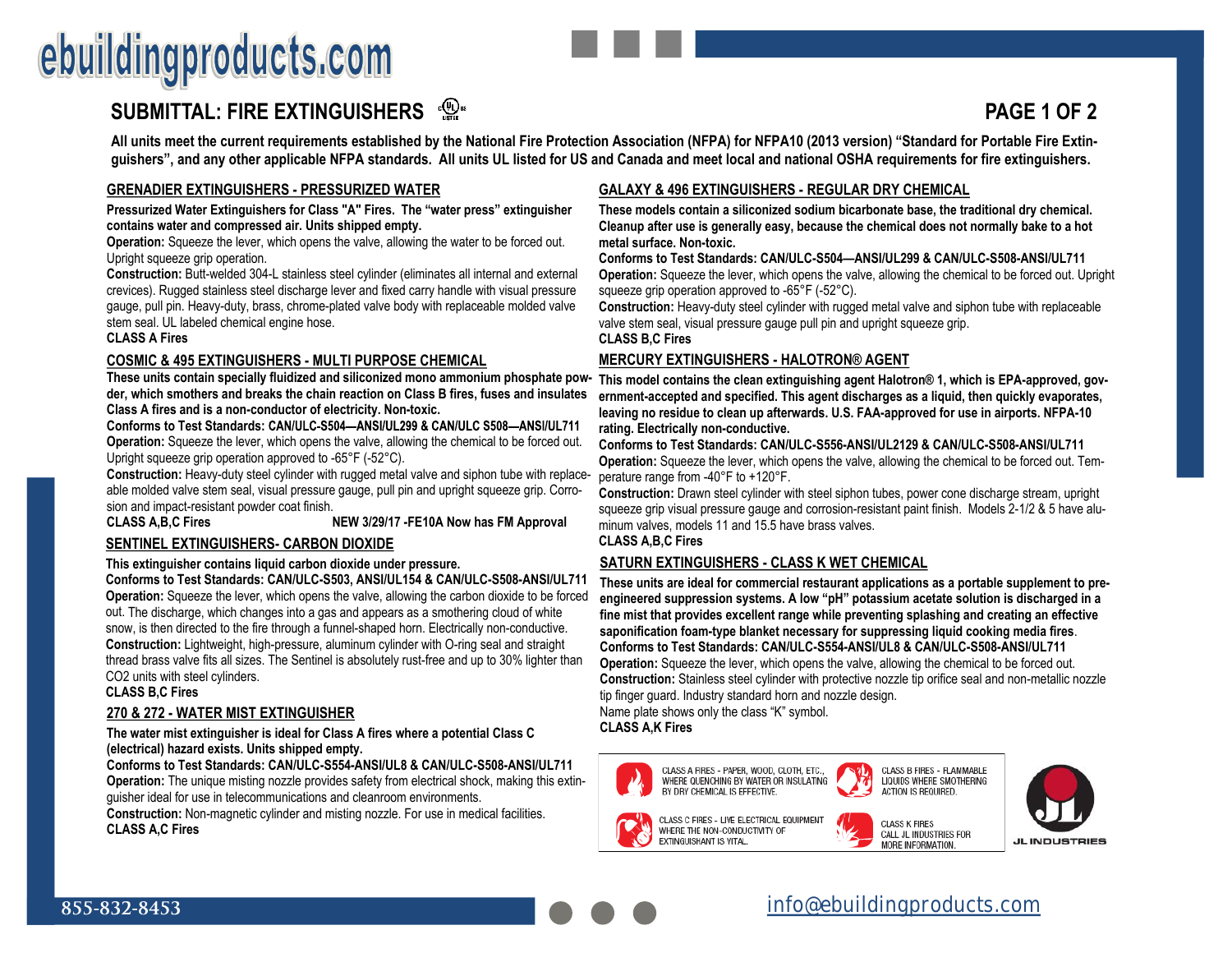# SUBMITTAL: FIRE EXTINGUISHERS

**All units meet the current requirements established by the National Fire Protection Association (NFPA) for NFPA10 (2013 version) "Standard for Portable Fire Extinguishers", and any other applicable NFPA standards. All units UL listed for US and Canada and meet local and national OSHA requirements for fire extinguishers.**

## GRENADIER EXTINGUISHERS - PRESSURIZED WATER

**Pressurized Water Extinguishers for Class "A" Fires. The "water press" extinguisher contains water and compressed air. Units shipped empty.**

**Operation:** Squeeze the lever, which opens the valve, allowing the water to be forced out. Upright squeeze grip operation.

**Construction:** Butt-welded 304-L stainless steel cylinder (eliminates all internal and external crevices). Rugged stainless steel discharge lever and fixed carry handle with visual pressure gauge, pull pin. Heavy-duty, brass, chrome-plated valve body with replaceable molded valve stem seal. UL labeled chemical engine hose.

**CLASS A Fires**

## COSMIC & 495 EXTINGUISHERS - MULTI PURPOSE CHEMICAL

**These units contain specially fluidized and siliconized mono ammonium phosphate powder, which smothers and breaks the chain reaction on Class B fires, fuses and insulates Class A fires and is a non-conductor of electricity. Non-toxic.**

**Conforms to Test Standards: CAN/ULC-S504—ANSI/UL299 & CAN/ULC S508—ANSI/UL711**

**Operation:** Squeeze the lever, which opens the valve, allowing the chemical to be forced out. Upright squeeze grip operation approved to -65°F (-52°C).

**Construction:** Heavy-duty steel cylinder with rugged metal valve and siphon tube with replaceable molded valve stem seal, visual pressure gauge, pull pin and upright squeeze grip. Corrosion and impact-resistant powder coat finish.

**CLASS A,B,C Fires** **NEW 3/29/17 -FE10A Now has FM Approval**

## SENTINEL EXTINGUISHERS- CARBON DIOXIDE

**This extinguisher contains liquid carbon dioxide under pressure.**

**Conforms to Test Standards: CAN/ULC-S503, ANSI/UL154 & CAN/ULC-S508-ANSI/UL711**

**Operation:** Squeeze the lever, which opens the valve, allowing the carbon dioxide to be forced out. The discharge, which changes into a gas and appears as a smothering cloud of white snow, is then directed to the fire through a funnel-shaped horn. Electrically non-conductive.

**Construction:** Lightweight, high-pressure, aluminum cylinder with O-ring seal and straight thread brass valve fits all sizes. The Sentinel is absolutely rust-free and up to 30% lighter than $CO_2$ units with steel cylinders.

**CLASS B,C Fires**

## 270 & 272 - WATER MIST EXTINGUISHER

**The water mist extinguisher is ideal for Class A fires where a potential Class C (electrical) hazard exists. Units shipped empty.**

**Conforms to Test Standards: CAN/ULC-S554-ANSI/UL8 & CAN/ULC-S508-ANSI/UL711**

**Operation:** The unique misting nozzle provides safety from electrical shock, making this extinguisher ideal for use in telecommunications and cleanroom environments.

**Construction:** Non-magnetic cylinder and misting nozzle. For use in medical facilities.

**CLASS A,C Fires**

## GALAXY & 496 EXTINGUISHERS - REGULAR DRY CHEMICAL

**These models contain a siliconized sodium bicarbonate base, the traditional dry chemical. Cleanup after use is generally easy, because the chemical does not normally bake to a hot metal surface. Non-toxic.**

**Conforms to Test Standards: CAN/ULC-S504—ANSI/UL299 & CAN/ULC-S508-ANSI/UL711**

**Operation:** Squeeze the lever, which opens the valve, allowing the chemical to be forced out. Upright squeeze grip operation approved to -65°F (-52°C).

**Construction:** Heavy-duty steel cylinder with rugged metal valve and siphon tube with replaceable valve stem seal, visual pressure gauge pull pin and upright squeeze grip.

**CLASS B,C Fires**

## MERCURY EXTINGUISHERS - HALOTRON® AGENT

**This model contains the clean extinguishing agent Halotron® 1, which is EPA-approved, government-accepted and specified. This agent discharges as a liquid, then quickly evaporates, leaving no residue to clean up afterwards. U.S. FAA-approved for use in airports. NFPA-10 rating. Electrically non-conductive.**

**Conforms to Test Standards: CAN/ULC-S556-ANSI/UL2129 & CAN/ULC-S508-ANSI/UL711**

**Operation:** Squeeze the lever, which opens the valve, allowing the chemical to be forced out. Temperature range from -40°F to +120°F.

**Construction:** Drawn steel cylinder with steel siphon tubes, power cone discharge stream, upright squeeze grip visual pressure gauge and corrosion-resistant paint finish. Models 2-1/2 & 5 have aluminum valves, models 11 and 15.5 have brass valves.

**CLASS A,B,C Fires**

## SATURN EXTINGUISHERS - CLASS K WET CHEMICAL

**These units are ideal for commercial restaurant applications as a portable supplement to pre-engineered suppression systems. A low "pH" potassium acetate solution is discharged in a fine mist that provides excellent range while preventing splashing and creating an effective saponification foam-type blanket necessary for suppressing liquid cooking media fires.**

**Conforms to Test Standards: CAN/ULC-S554-ANSI/UL8 & CAN/ULC-S508-ANSI/UL711**

**Operation:** Squeeze the lever, which opens the valve, allowing the chemical to be forced out.

**Construction:** Stainless steel cylinder with protective nozzle tip orifice seal and non-metallic nozzle tip finger guard. Industry standard horn and nozzle design.

Name plate shows only the class "K" symbol.

**CLASS A,K Fires**

CLASS A FIRES - PAPER, WOOD, CLOTH, ETC., WHERE QUENCHING BY WATER OR INSULATING BY DRY CHEMICAL IS EFFECTIVE.

CLASS B FIRES - FLAMMABLE LIQUIDS WHERE SMOTHERING ACTION IS REQUIRED.

CLASS C FIRES - LIVE ELECTRICAL EQUIPMENT WHERE THE NON-CONDUCTIVITY OF EXTINGUISHANT IS VITAL.

CLASS K FIRES CALL JL INDUSTRIES FOR MORE INFORMATION.

JL INDUSTRIES

855-832-8453

info@ebuildingproducts.com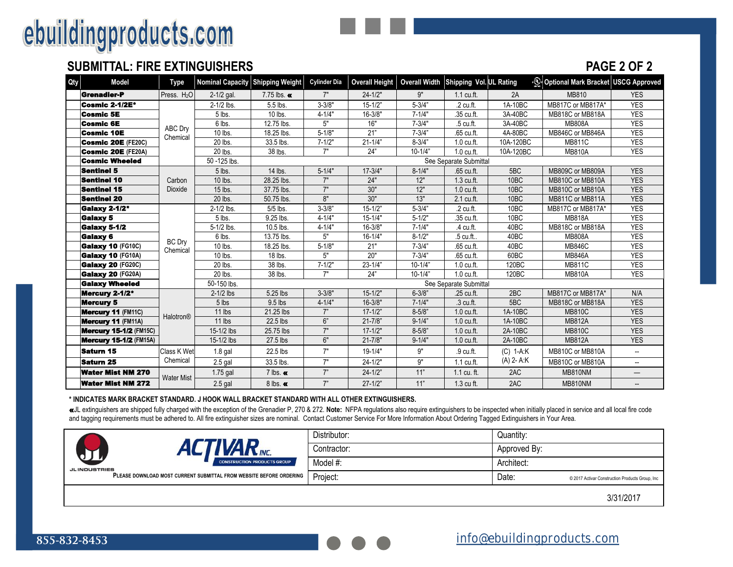ebuildingproducts.com

## SUBMITTAL: FIRE EXTINGUISHERS

| Qty | Model | Type | Nominal Capacity | Shipping Weight | Cylinder Dia | Overall Height | Overall Width | Shipping Vol. | UL Rating | Optional Mark Bracket | USCG Approved |
|---|---|---|---|---|---|---|---|---|---|---|---|
| | **Grenadier-P** | Press. $H_2O$ | 2-1/2 gal. | 7.75 lbs. « | 7" | 24-1/2" | 9" | 1.1 cu.ft. | 2A | MB810 | YES |
| | **Cosmic 2-1/2E*** | ABC Dry Chemical | 2-1/2 lbs. | 5.5 lbs. | 3-3/8" | 15-1/2" | 5-3/4" | .2 cu.ft. | 1A-10BC | MB817C or MB817A* | YES |
| | **Cosmic 5E** | | 5 lbs. | 10 lbs. | 4-1/4" | 16-3/8" | 7-1/4" | .35 cu.ft. | 3A-40BC | MB818C or MB818A | YES |
| | **Cosmic 6E** | | 6 lbs. | 12.75 lbs. | 5" | 16" | 7-3/4" | .5 cu.ft. | 3A-40BC | MB808A | YES |
| | **Cosmic 10E** | | 10 lbs. | 18.25 lbs. | 5-1/8" | 21" | 7-3/4" | .65 cu.ft. | 4A-80BC | MB846C or MB846A | YES |
| | **Cosmic 20E** (FE20C) | | 20 lbs. | 33.5 lbs. | 7-1/2" | 21-1/4" | 8-3/4" | 1.0 cu.ft. | 10A-120BC | MB811C | YES |
| | **Cosmic 20E** (FE20A) | | 20 lbs. | 38 lbs. | 7" | 24" | 10-1/4" | 1.0 cu.ft. | 10A-120BC | MB810A | YES |
| | **Cosmic Wheeled** | | 50 -125 lbs. | See Separate Submittal | | | | | | | |
| | **Sentinel 5** | Carbon Dioxide | 5 lbs. | 14 lbs. | 5-1/4" | 17-3/4" | 8-1/4" | .65 cu.ft. | 5BC | MB809C or MB809A | YES |
| | **Sentinel 10** | | 10 lbs. | 28.25 lbs. | 7" | 24" | 12" | 1.3 cu.ft. | 10BC | MB810C or MB810A | YES |
| | **Sentinel 15** | | 15 lbs. | 37.75 lbs. | 7" | 30" | 12" | 1.0 cu.ft. | 10BC | MB810C or MB810A | YES |
| | **Sentinel 20** | | 20 lbs. | 50.75 lbs. | 8" | 30" | 13" | 2.1 cu.ft. | 10BC | MB811C or MB811A | YES |
| | **Galaxy 2-1/2*** | BC Dry Chemical | 2-1/2 lbs. | 5/5 lbs. | 3-3/8" | 15-1/2" | 5-3/4" | .2 cu.ft. | 10BC | MB817C or MB817A* | YES |
| | **Galaxy 5** | | 5 lbs. | 9.25 lbs. | 4-1/4" | 15-1/4" | 5-1/2" | .35 cu.ft. | 10BC | MB818A | YES |
| | **Galaxy 5-1/2** | | 5-1/2 lbs. | 10.5 lbs. | 4-1/4" | 16-3/8" | 7-1/4" | .4 cu.ft. | 40BC | MB818C or MB818A | YES |
| | **Galaxy 6** | | 6 lbs. | 13.75 lbs. | 5" | 16-1/4" | 8-1/2" | .5 cu.ft.. | 40BC | MB808A | YES |
| | **Galaxy 10** (FG10C) | | 10 lbs. | 18.25 lbs. | 5-1/8" | 21" | 7-3/4" | .65 cu.ft. | 40BC | MB846C | YES |
| | **Galaxy 10** (FG10A) | | 10 lbs. | 18 lbs. | 5" | 20" | 7-3/4" | .65 cu.ft. | 60BC | MB846A | YES |
| | **Galaxy 20** (FG20C) | | 20 lbs. | 38 lbs. | 7-1/2" | 23-1/4" | 10-1/4" | 1.0 cu.ft. | 120BC | MB811C | YES |
| | **Galaxy 20** (FG20A) | | 20 lbs. | 38 lbs. | 7" | 24" | 10-1/4" | 1.0 cu.ft. | 120BC | MB810A | YES |
| | **Galaxy Wheeled** | | 50-150 lbs. | See Separate Submittal | | | | | | | |
| | **Mercury 2-1/2*** | Halotron® | 2-1/2 lbs | 5.25 lbs | 3-3/8" | 15-1/2" | 6-3/8" | .25 cu.ft. | 2BC | MB817C or MB817A* | N/A |
| | **Mercury 5** | | 5 lbs | 9.5 lbs | 4-1/4" | 16-3/8" | 7-1/4" | .3 cu.ft. | 5BC | MB818C or MB818A | YES |
| | **Mercury 11** (FM11C) | | 11 lbs | 21.25 lbs | 7" | 17-1/2" | 8-5/8" | 1.0 cu.ft. | 1A-10BC | MB810C | YES |
| | **Mercury 11** (FM11A) | | 11 lbs | 22.5 lbs | 6" | 21-7/8" | 9-1/4" | 1.0 cu.ft. | 1A-10BC | MB812A | YES |
| | **Mercury 15-1/2** (FM15C) | | 15-1/2 lbs | 25.75 lbs | 7" | 17-1/2" | 8-5/8" | 1.0 cu.ft. | 2A-10BC | MB810C | YES |
| | **Mercury 15-1/2** (FM15A) | | 15-1/2 lbs | 27.5 lbs | 6" | 21-7/8" | 9-1/4" | 1.0 cu.ft. | 2A-10BC | MB812A | YES |
| | **Saturn 15** | Class K Wet Chemical | 1.8 gal | 22.5 lbs | 7" | 19-1/4" | 9" | .9 cu.ft. | (C) 1-A:K | MB810C or MB810A | -- |
| | **Saturn 25** | | 2.5 gal | 33.5 lbs. | 7" | 24-1/2" | 9" | 1.1 cu.ft. | (A) 2- A:K | MB810C or MB810A | -- |
| | **Water Mist NM 270** | Water Mist | 1.75 gal | 7 lbs. « | 7" | 24-1/2" | 11" | 1.1 cu. ft. | 2AC | MB810NM | — |
| | **Water Mist NM 272** | | 2.5 gal | 8 lbs. « | 7" | 27-1/2" | 11" | 1.3 cu ft. | 2AC | MB810NM | -- |

**\* INDICATES MARK BRACKET STANDARD. J HOOK WALL BRACKET STANDARD WITH ALL OTHER EXTINGUISHERS.**

«JL extinguishers are shipped fully charged with the exception of the Grenadier P, 270 & 272. **Note:** NFPA regulations also require extinguishers to be inspected when initially placed in service and all local fire code and tagging requirements must be adhered to. All fire extinguisher sizes are nominal. Contact Customer Service For More Information About Ordering Tagged Extinguishers in Your Area.

JL INDUSTRIES — ACTIVAR INC. CONSTRUCTION PRODUCTS GROUP

PLEASE DOWNLOAD MOST CURRENT SUBMITTAL FROM WEBSITE BEFORE ORDERING

| | |
|---|---|
| Distributor: | Quantity: |
| Contractor: | Approved By: |
| Model #: | Architect: |
| Project: | Date: |

© 2017 Activar Construction Products Group, Inc

3/31/2017

855-832-8453

info@ebuildingproducts.com